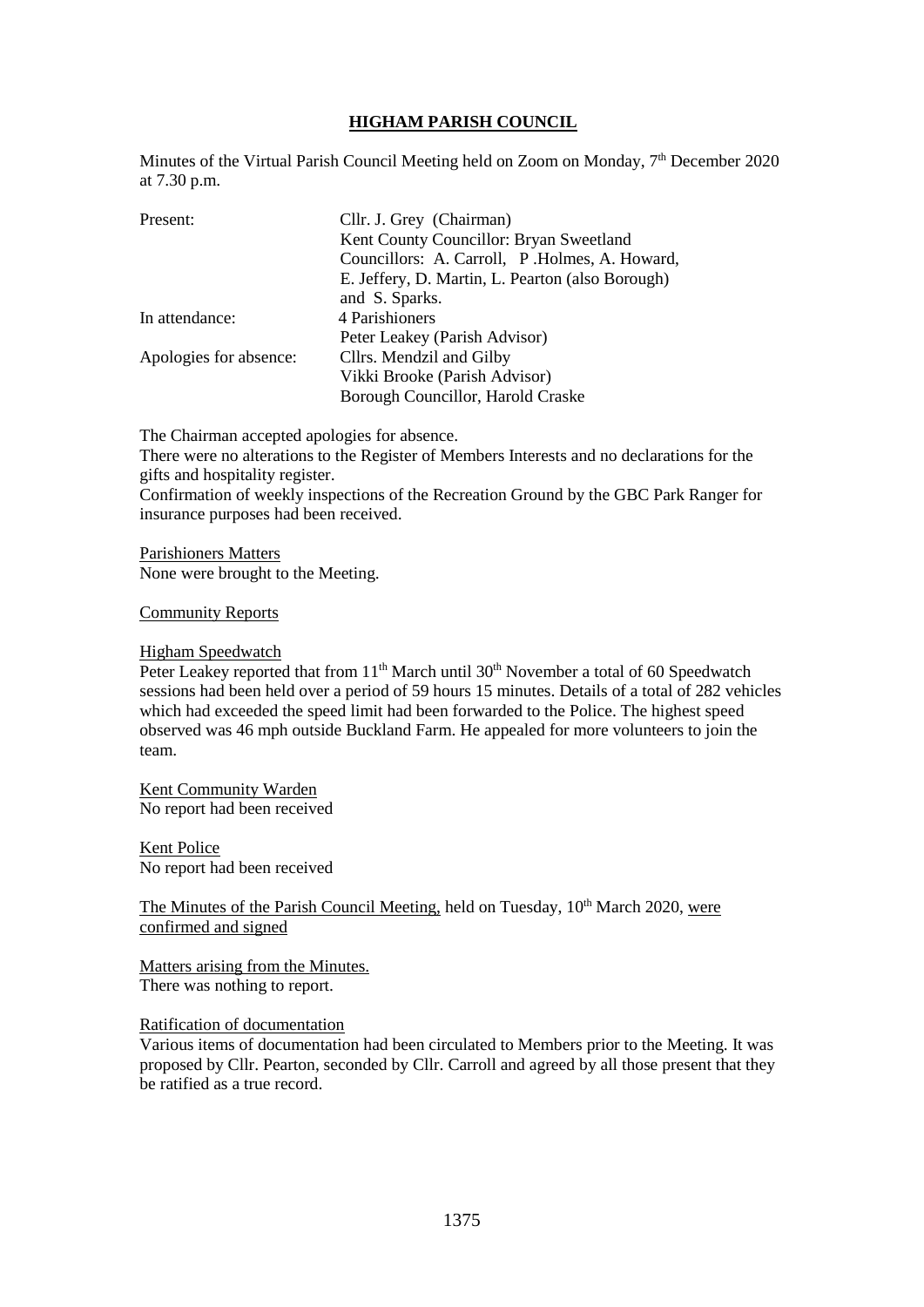# HIGHAM PARISH COUNCIL

Minutes of the Virtual Parish Council Meeting held on Zoom on Monday, 7th December 2020 at 7.30 p.m.

| | |
|---|---|
| Present: | Cllr. J. Grey (Chairman) |
| | Kent County Councillor: Bryan Sweetland |
| | Councillors: A. Carroll, P .Holmes, A. Howard, |
| | E. Jeffery, D. Martin, L. Pearton (also Borough) |
| | and S. Sparks. |
| In attendance: | 4 Parishioners |
| | Peter Leakey (Parish Advisor) |
| Apologies for absence: | Cllrs. Mendzil and Gilby |
| | Vikki Brooke (Parish Advisor) |
| | Borough Councillor, Harold Craske |

The Chairman accepted apologies for absence.
There were no alterations to the Register of Members Interests and no declarations for the gifts and hospitality register.
Confirmation of weekly inspections of the Recreation Ground by the GBC Park Ranger for insurance purposes had been received.

Parishioners Matters
None were brought to the Meeting.

Community Reports

Higham Speedwatch
Peter Leakey reported that from 11th March until 30th November a total of 60 Speedwatch sessions had been held over a period of 59 hours 15 minutes. Details of a total of 282 vehicles which had exceeded the speed limit had been forwarded to the Police. The highest speed observed was 46 mph outside Buckland Farm. He appealed for more volunteers to join the team.

Kent Community Warden
No report had been received

Kent Police
No report had been received

The Minutes of the Parish Council Meeting, held on Tuesday, 10th March 2020, were confirmed and signed

Matters arising from the Minutes.
There was nothing to report.

Ratification of documentation
Various items of documentation had been circulated to Members prior to the Meeting. It was proposed by Cllr. Pearton, seconded by Cllr. Carroll and agreed by all those present that they be ratified as a true record.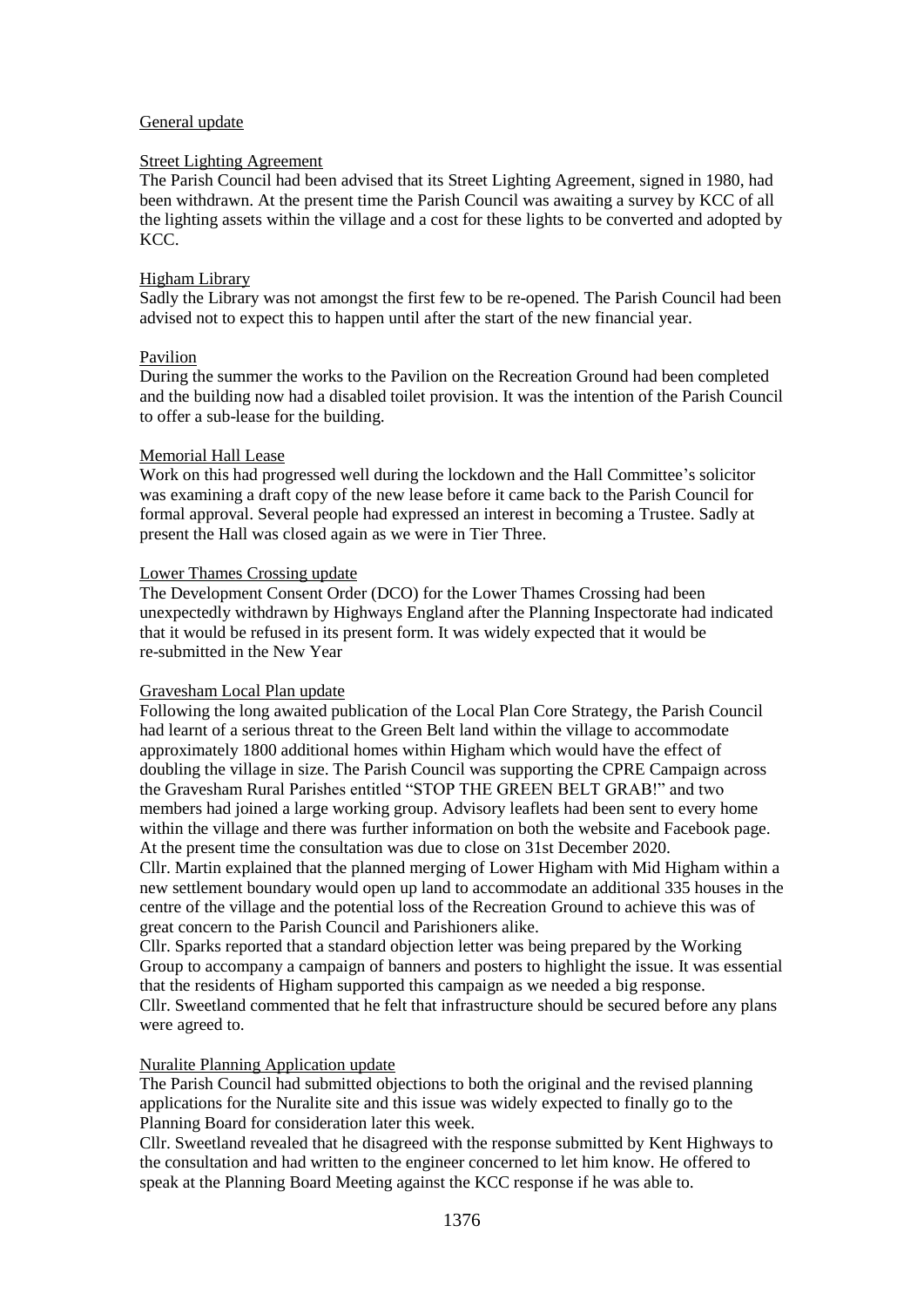General update

Street Lighting Agreement

The Parish Council had been advised that its Street Lighting Agreement, signed in 1980, had been withdrawn. At the present time the Parish Council was awaiting a survey by KCC of all the lighting assets within the village and a cost for these lights to be converted and adopted by KCC.

Higham Library

Sadly the Library was not amongst the first few to be re-opened. The Parish Council had been advised not to expect this to happen until after the start of the new financial year.

Pavilion

During the summer the works to the Pavilion on the Recreation Ground had been completed and the building now had a disabled toilet provision. It was the intention of the Parish Council to offer a sub-lease for the building.

Memorial Hall Lease

Work on this had progressed well during the lockdown and the Hall Committee's solicitor was examining a draft copy of the new lease before it came back to the Parish Council for formal approval. Several people had expressed an interest in becoming a Trustee. Sadly at present the Hall was closed again as we were in Tier Three.

Lower Thames Crossing update

The Development Consent Order (DCO) for the Lower Thames Crossing had been unexpectedly withdrawn by Highways England after the Planning Inspectorate had indicated that it would be refused in its present form. It was widely expected that it would be re-submitted in the New Year

Gravesham Local Plan update

Following the long awaited publication of the Local Plan Core Strategy, the Parish Council had learnt of a serious threat to the Green Belt land within the village to accommodate approximately 1800 additional homes within Higham which would have the effect of doubling the village in size. The Parish Council was supporting the CPRE Campaign across the Gravesham Rural Parishes entitled "STOP THE GREEN BELT GRAB!" and two members had joined a large working group. Advisory leaflets had been sent to every home within the village and there was further information on both the website and Facebook page. At the present time the consultation was due to close on 31st December 2020.

Cllr. Martin explained that the planned merging of Lower Higham with Mid Higham within a new settlement boundary would open up land to accommodate an additional 335 houses in the centre of the village and the potential loss of the Recreation Ground to achieve this was of great concern to the Parish Council and Parishioners alike.

Cllr. Sparks reported that a standard objection letter was being prepared by the Working Group to accompany a campaign of banners and posters to highlight the issue. It was essential that the residents of Higham supported this campaign as we needed a big response.

Cllr. Sweetland commented that he felt that infrastructure should be secured before any plans were agreed to.

Nuralite Planning Application update

The Parish Council had submitted objections to both the original and the revised planning applications for the Nuralite site and this issue was widely expected to finally go to the Planning Board for consideration later this week.

Cllr. Sweetland revealed that he disagreed with the response submitted by Kent Highways to the consultation and had written to the engineer concerned to let him know. He offered to speak at the Planning Board Meeting against the KCC response if he was able to.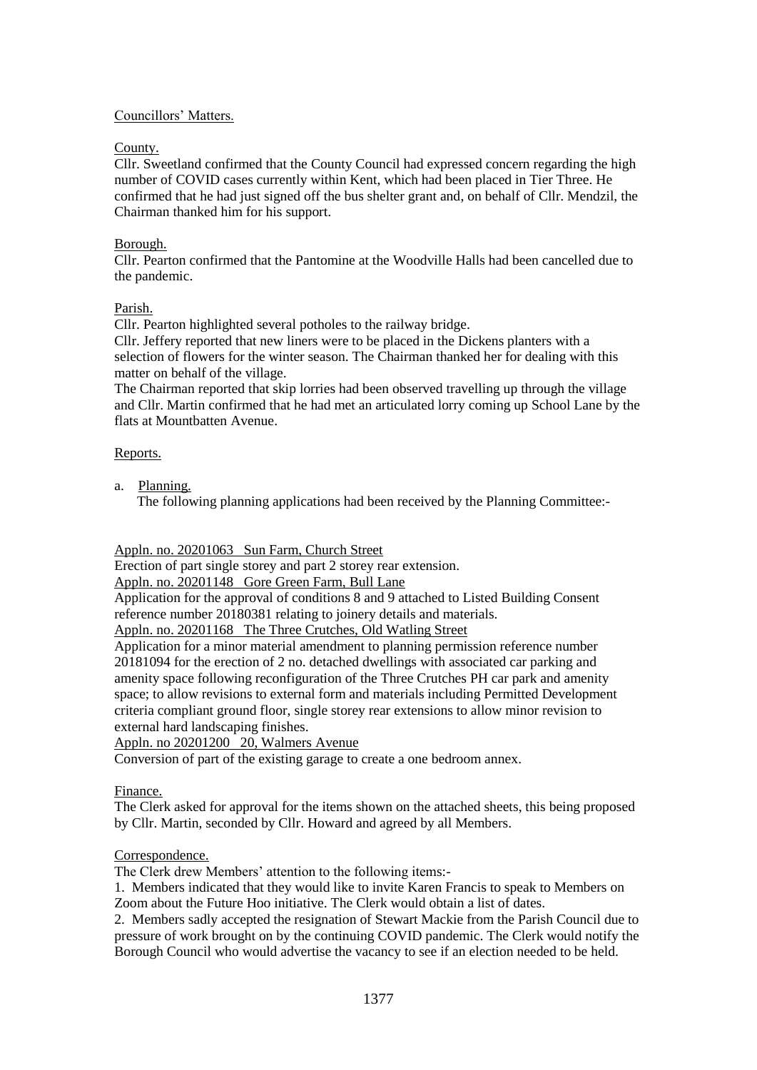Councillors' Matters.

County.

Cllr. Sweetland confirmed that the County Council had expressed concern regarding the high number of COVID cases currently within Kent, which had been placed in Tier Three. He confirmed that he had just signed off the bus shelter grant and, on behalf of Cllr. Mendzil, the Chairman thanked him for his support.

Borough.

Cllr. Pearton confirmed that the Pantomine at the Woodville Halls had been cancelled due to the pandemic.

Parish.

Cllr. Pearton highlighted several potholes to the railway bridge.

Cllr. Jeffery reported that new liners were to be placed in the Dickens planters with a selection of flowers for the winter season. The Chairman thanked her for dealing with this matter on behalf of the village.

The Chairman reported that skip lorries had been observed travelling up through the village and Cllr. Martin confirmed that he had met an articulated lorry coming up School Lane by the flats at Mountbatten Avenue.

Reports.

a. Planning.

The following planning applications had been received by the Planning Committee:-

Appln. no. 20201063 Sun Farm, Church Street

Erection of part single storey and part 2 storey rear extension.

Appln. no. 20201148 Gore Green Farm, Bull Lane

Application for the approval of conditions 8 and 9 attached to Listed Building Consent reference number 20180381 relating to joinery details and materials.

Appln. no. 20201168 The Three Crutches, Old Watling Street

Application for a minor material amendment to planning permission reference number 20181094 for the erection of 2 no. detached dwellings with associated car parking and amenity space following reconfiguration of the Three Crutches PH car park and amenity space; to allow revisions to external form and materials including Permitted Development criteria compliant ground floor, single storey rear extensions to allow minor revision to external hard landscaping finishes.

Appln. no 20201200 20, Walmers Avenue

Conversion of part of the existing garage to create a one bedroom annex.

Finance.

The Clerk asked for approval for the items shown on the attached sheets, this being proposed by Cllr. Martin, seconded by Cllr. Howard and agreed by all Members.

Correspondence.

The Clerk drew Members' attention to the following items:-

1. Members indicated that they would like to invite Karen Francis to speak to Members on Zoom about the Future Hoo initiative. The Clerk would obtain a list of dates.

2. Members sadly accepted the resignation of Stewart Mackie from the Parish Council due to pressure of work brought on by the continuing COVID pandemic. The Clerk would notify the Borough Council who would advertise the vacancy to see if an election needed to be held.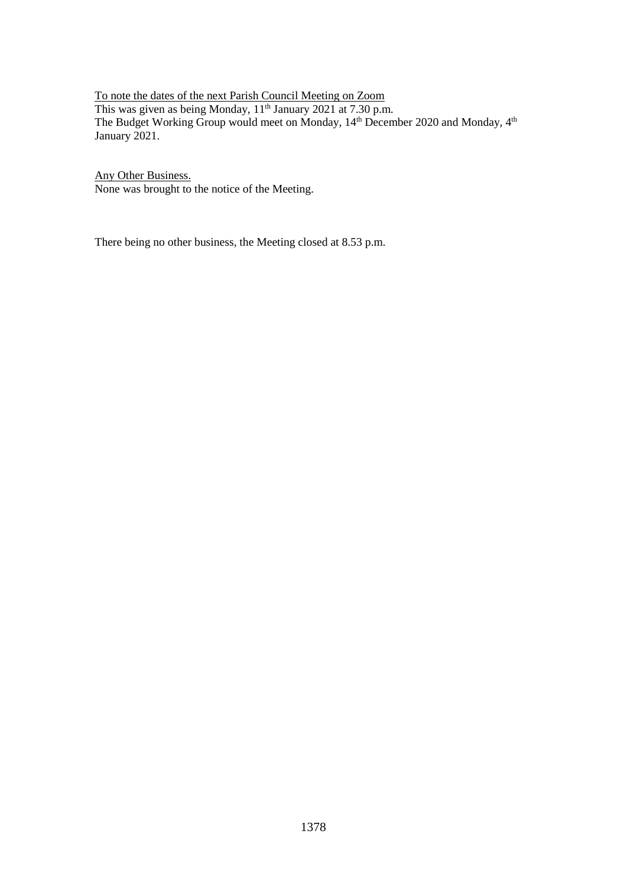<u>To note the dates of the next Parish Council Meeting on Zoom</u>
This was given as being Monday, 11th January 2021 at 7.30 p.m.
The Budget Working Group would meet on Monday, 14th December 2020 and Monday, 4th January 2021.

<u>Any Other Business.</u>
None was brought to the notice of the Meeting.

There being no other business, the Meeting closed at 8.53 p.m.